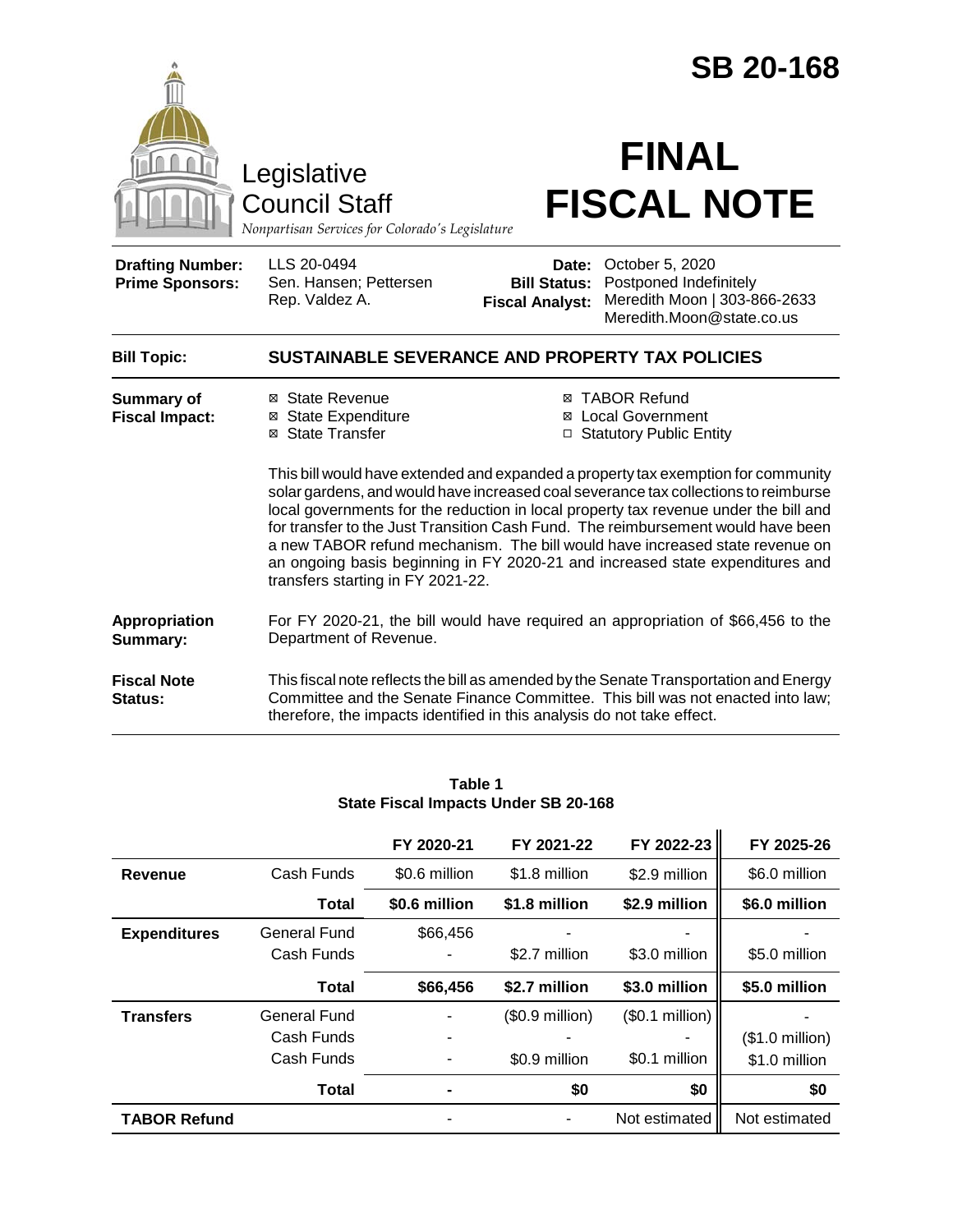# SB 20-168

Legislative Council Staff
*Nonpartisan Services for Colorado's Legislature*

# FINAL FISCAL NOTE

| | | | |
|---|---|---|---|
| **Drafting Number:** | LLS 20-0494 | **Date:** | October 5, 2020 |
| **Prime Sponsors:** | Sen. Hansen; Pettersen<br>Rep. Valdez A. | **Bill Status:** | Postponed Indefinitely |
| | | **Fiscal Analyst:** | Meredith Moon \| 303-866-2633<br>Meredith.Moon@state.co.us |

**Bill Topic:** **SUSTAINABLE SEVERANCE AND PROPERTY TAX POLICIES**

**Summary of Fiscal Impact:**

- ☒ State Revenue
- ☒ State Expenditure
- ☒ State Transfer
- ☒ TABOR Refund
- ☒ Local Government
- ☐ Statutory Public Entity

This bill would have extended and expanded a property tax exemption for community solar gardens, and would have increased coal severance tax collections to reimburse local governments for the reduction in local property tax revenue under the bill and for transfer to the Just Transition Cash Fund. The reimbursement would have been a new TABOR refund mechanism. The bill would have increased state revenue on an ongoing basis beginning in FY 2020-21 and increased state expenditures and transfers starting in FY 2021-22.

**Appropriation Summary:** For FY 2020-21, the bill would have required an appropriation of $66,456 to the Department of Revenue.

**Fiscal Note Status:** This fiscal note reflects the bill as amended by the Senate Transportation and Energy Committee and the Senate Finance Committee. This bill was not enacted into law; therefore, the impacts identified in this analysis do not take effect.

**Table 1**
**State Fiscal Impacts Under SB 20-168**

| | | FY 2020-21 | FY 2021-22 | FY 2022-23 | FY 2025-26 |
|---|---|---|---|---|---|
| **Revenue** | Cash Funds | $0.6 million | $1.8 million | $2.9 million | $6.0 million |
| | **Total** | **$0.6 million** | **$1.8 million** | **$2.9 million** | **$6.0 million** |
| **Expenditures** | General Fund | $66,456 | - | - | - |
| | Cash Funds | - | $2.7 million | $3.0 million | $5.0 million |
| | **Total** | **$66,456** | **$2.7 million** | **$3.0 million** | **$5.0 million** |
| **Transfers** | General Fund | - | ($0.9 million) | ($0.1 million) | - |
| | Cash Funds | - | - | - | ($1.0 million) |
| | Cash Funds | - | $0.9 million | $0.1 million | $1.0 million |
| | **Total** | **-** | **$0** | **$0** | **$0** |
| **TABOR Refund** | | - | - | Not estimated | Not estimated |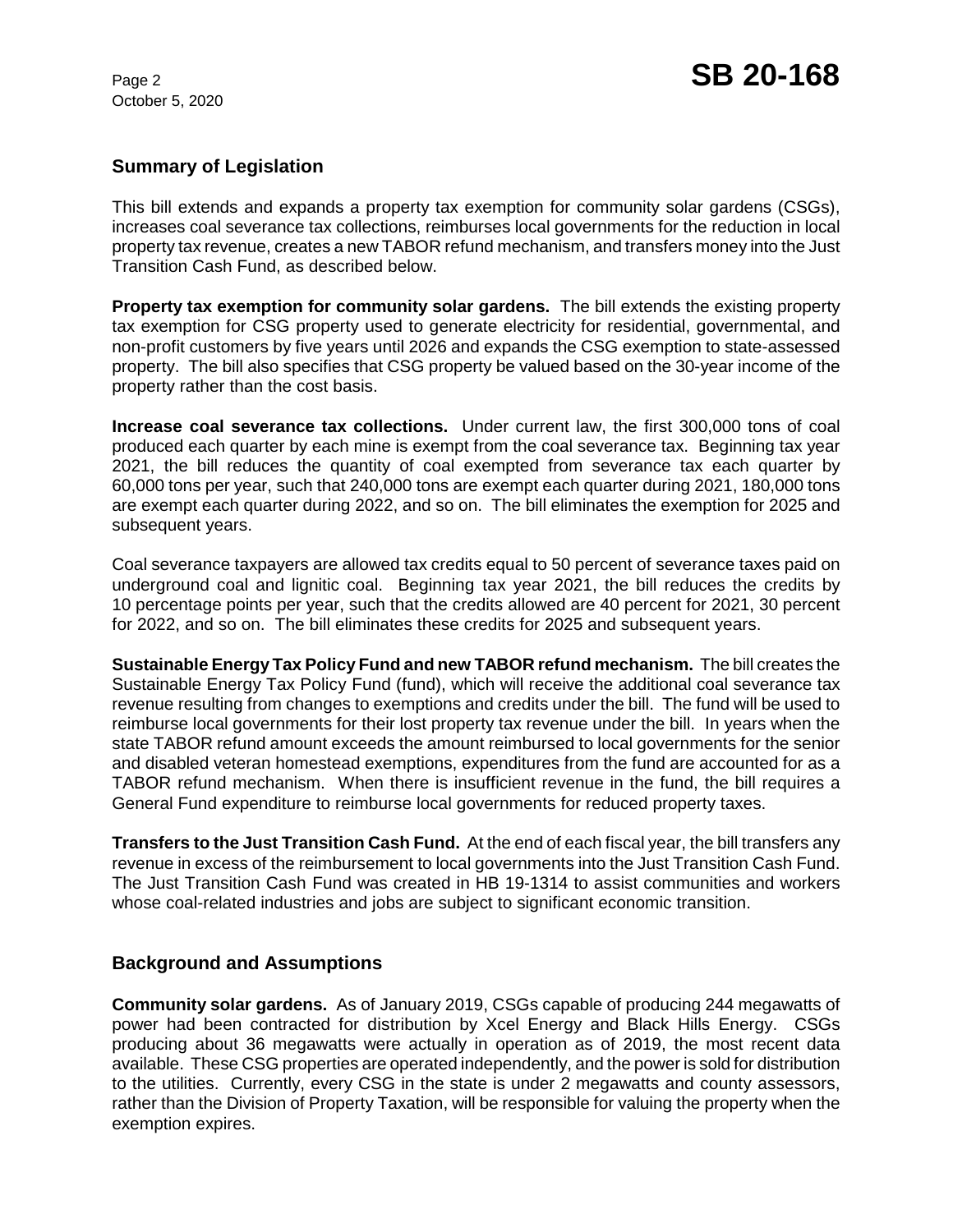## Summary of Legislation

This bill extends and expands a property tax exemption for community solar gardens (CSGs), increases coal severance tax collections, reimburses local governments for the reduction in local property tax revenue, creates a new TABOR refund mechanism, and transfers money into the Just Transition Cash Fund, as described below.

**Property tax exemption for community solar gardens.** The bill extends the existing property tax exemption for CSG property used to generate electricity for residential, governmental, and non-profit customers by five years until 2026 and expands the CSG exemption to state-assessed property. The bill also specifies that CSG property be valued based on the 30-year income of the property rather than the cost basis.

**Increase coal severance tax collections.** Under current law, the first 300,000 tons of coal produced each quarter by each mine is exempt from the coal severance tax. Beginning tax year 2021, the bill reduces the quantity of coal exempted from severance tax each quarter by 60,000 tons per year, such that 240,000 tons are exempt each quarter during 2021, 180,000 tons are exempt each quarter during 2022, and so on. The bill eliminates the exemption for 2025 and subsequent years.

Coal severance taxpayers are allowed tax credits equal to 50 percent of severance taxes paid on underground coal and lignitic coal. Beginning tax year 2021, the bill reduces the credits by 10 percentage points per year, such that the credits allowed are 40 percent for 2021, 30 percent for 2022, and so on. The bill eliminates these credits for 2025 and subsequent years.

**Sustainable Energy Tax Policy Fund and new TABOR refund mechanism.** The bill creates the Sustainable Energy Tax Policy Fund (fund), which will receive the additional coal severance tax revenue resulting from changes to exemptions and credits under the bill. The fund will be used to reimburse local governments for their lost property tax revenue under the bill. In years when the state TABOR refund amount exceeds the amount reimbursed to local governments for the senior and disabled veteran homestead exemptions, expenditures from the fund are accounted for as a TABOR refund mechanism. When there is insufficient revenue in the fund, the bill requires a General Fund expenditure to reimburse local governments for reduced property taxes.

**Transfers to the Just Transition Cash Fund.** At the end of each fiscal year, the bill transfers any revenue in excess of the reimbursement to local governments into the Just Transition Cash Fund. The Just Transition Cash Fund was created in HB 19-1314 to assist communities and workers whose coal-related industries and jobs are subject to significant economic transition.

## Background and Assumptions

**Community solar gardens.** As of January 2019, CSGs capable of producing 244 megawatts of power had been contracted for distribution by Xcel Energy and Black Hills Energy. CSGs producing about 36 megawatts were actually in operation as of 2019, the most recent data available. These CSG properties are operated independently, and the power is sold for distribution to the utilities. Currently, every CSG in the state is under 2 megawatts and county assessors, rather than the Division of Property Taxation, will be responsible for valuing the property when the exemption expires.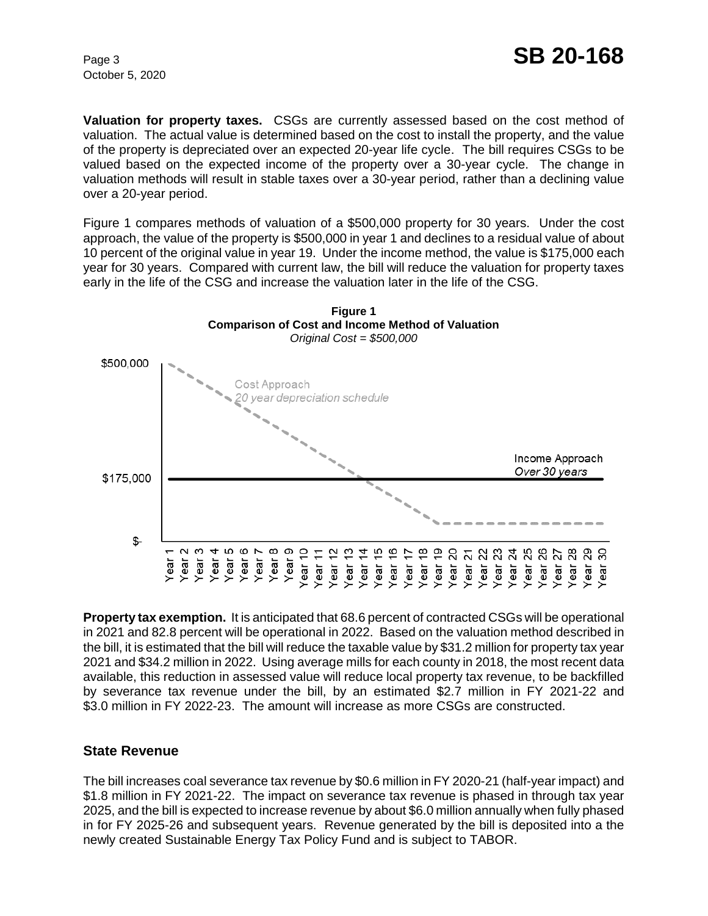**Valuation for property taxes.** CSGs are currently assessed based on the cost method of valuation. The actual value is determined based on the cost to install the property, and the value of the property is depreciated over an expected 20-year life cycle. The bill requires CSGs to be valued based on the expected income of the property over a 30-year cycle. The change in valuation methods will result in stable taxes over a 30-year period, rather than a declining value over a 20-year period.

Figure 1 compares methods of valuation of a $500,000 property for 30 years. Under the cost approach, the value of the property is $500,000 in year 1 and declines to a residual value of about 10 percent of the original value in year 19. Under the income method, the value is $175,000 each year for 30 years. Compared with current law, the bill will reduce the valuation for property taxes early in the life of the CSG and increase the valuation later in the life of the CSG.

**Figure 1**
**Comparison of Cost and Income Method of Valuation**
*Original Cost = $500,000*

**Property tax exemption.** It is anticipated that 68.6 percent of contracted CSGs will be operational in 2021 and 82.8 percent will be operational in 2022. Based on the valuation method described in the bill, it is estimated that the bill will reduce the taxable value by $31.2 million for property tax year 2021 and $34.2 million in 2022. Using average mills for each county in 2018, the most recent data available, this reduction in assessed value will reduce local property tax revenue, to be backfilled by severance tax revenue under the bill, by an estimated $2.7 million in FY 2021-22 and $3.0 million in FY 2022-23. The amount will increase as more CSGs are constructed.

## State Revenue

The bill increases coal severance tax revenue by $0.6 million in FY 2020-21 (half-year impact) and $1.8 million in FY 2021-22. The impact on severance tax revenue is phased in through tax year 2025, and the bill is expected to increase revenue by about $6.0 million annually when fully phased in for FY 2025-26 and subsequent years. Revenue generated by the bill is deposited into a the newly created Sustainable Energy Tax Policy Fund and is subject to TABOR.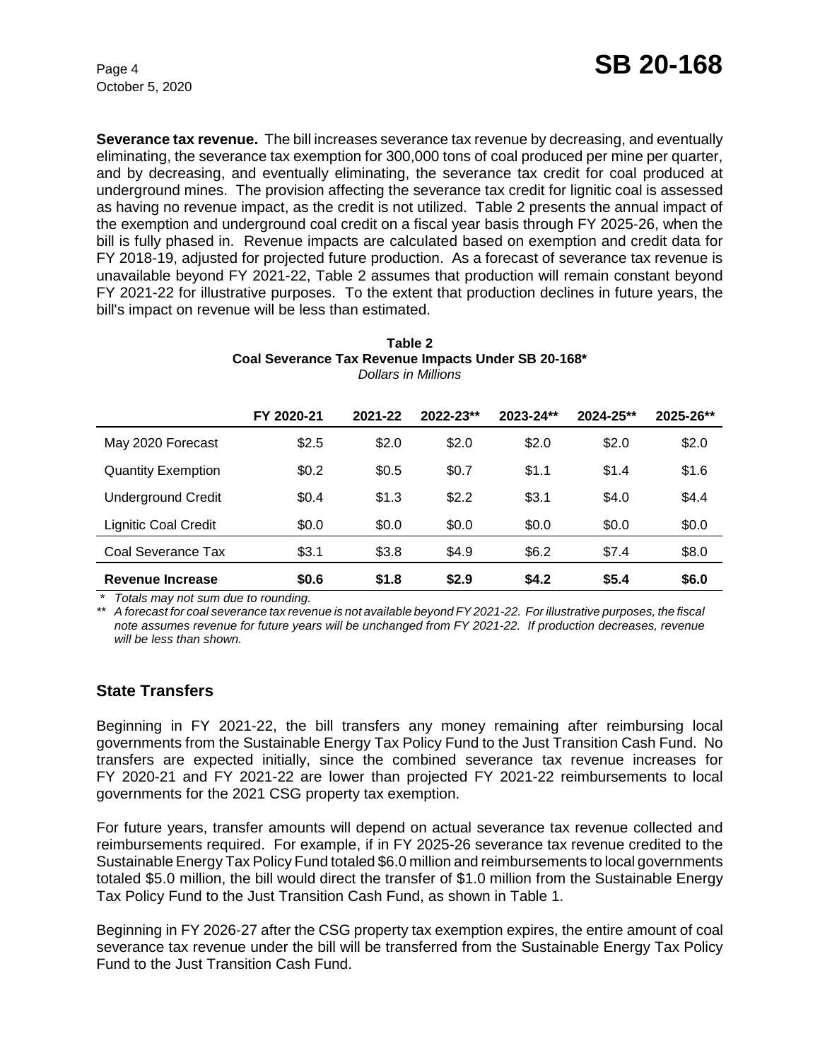**Severance tax revenue.** The bill increases severance tax revenue by decreasing, and eventually eliminating, the severance tax exemption for 300,000 tons of coal produced per mine per quarter, and by decreasing, and eventually eliminating, the severance tax credit for coal produced at underground mines. The provision affecting the severance tax credit for lignitic coal is assessed as having no revenue impact, as the credit is not utilized. Table 2 presents the annual impact of the exemption and underground coal credit on a fiscal year basis through FY 2025-26, when the bill is fully phased in. Revenue impacts are calculated based on exemption and credit data for FY 2018-19, adjusted for projected future production. As a forecast of severance tax revenue is unavailable beyond FY 2021-22, Table 2 assumes that production will remain constant beyond FY 2021-22 for illustrative purposes. To the extent that production declines in future years, the bill's impact on revenue will be less than estimated.

**Table 2**
**Coal Severance Tax Revenue Impacts Under SB 20-168***
*Dollars in Millions*

| | FY 2020-21 | 2021-22 | 2022-23** | 2023-24** | 2024-25** | 2025-26** |
|---|---|---|---|---|---|---|
| May 2020 Forecast | $2.5 | $2.0 | $2.0 | $2.0 | $2.0 | $2.0 |
| Quantity Exemption | $0.2 | $0.5 | $0.7 | $1.1 | $1.4 | $1.6 |
| Underground Credit | $0.4 | $1.3 | $2.2 | $3.1 | $4.0 | $4.4 |
| Lignitic Coal Credit | $0.0 | $0.0 | $0.0 | $0.0 | $0.0 | $0.0 |
| Coal Severance Tax | $3.1 | $3.8 | $4.9 | $6.2 | $7.4 | $8.0 |
| **Revenue Increase** | **$0.6** | **$1.8** | **$2.9** | **$4.2** | **$5.4** | **$6.0** |

*\* Totals may not sum due to rounding.*
*\*\* A forecast for coal severance tax revenue is not available beyond FY 2021-22. For illustrative purposes, the fiscal note assumes revenue for future years will be unchanged from FY 2021-22. If production decreases, revenue will be less than shown.*

## State Transfers

Beginning in FY 2021-22, the bill transfers any money remaining after reimbursing local governments from the Sustainable Energy Tax Policy Fund to the Just Transition Cash Fund. No transfers are expected initially, since the combined severance tax revenue increases for FY 2020-21 and FY 2021-22 are lower than projected FY 2021-22 reimbursements to local governments for the 2021 CSG property tax exemption.

For future years, transfer amounts will depend on actual severance tax revenue collected and reimbursements required. For example, if in FY 2025-26 severance tax revenue credited to the Sustainable Energy Tax Policy Fund totaled $6.0 million and reimbursements to local governments totaled $5.0 million, the bill would direct the transfer of $1.0 million from the Sustainable Energy Tax Policy Fund to the Just Transition Cash Fund, as shown in Table 1.

Beginning in FY 2026-27 after the CSG property tax exemption expires, the entire amount of coal severance tax revenue under the bill will be transferred from the Sustainable Energy Tax Policy Fund to the Just Transition Cash Fund.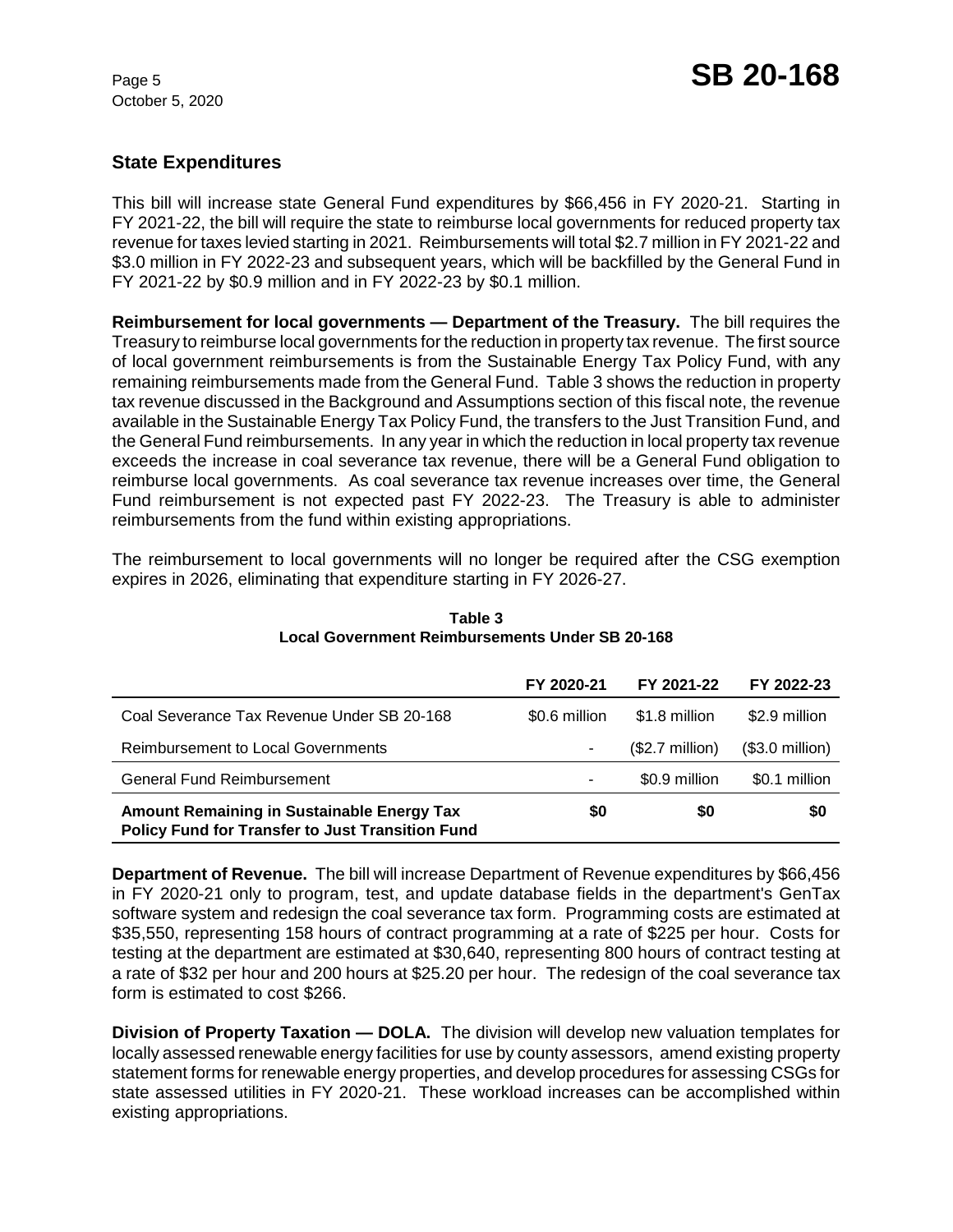## State Expenditures

This bill will increase state General Fund expenditures by $66,456 in FY 2020-21. Starting in FY 2021-22, the bill will require the state to reimburse local governments for reduced property tax revenue for taxes levied starting in 2021. Reimbursements will total $2.7 million in FY 2021-22 and $3.0 million in FY 2022-23 and subsequent years, which will be backfilled by the General Fund in FY 2021-22 by $0.9 million and in FY 2022-23 by $0.1 million.

**Reimbursement for local governments — Department of the Treasury.** The bill requires the Treasury to reimburse local governments for the reduction in property tax revenue. The first source of local government reimbursements is from the Sustainable Energy Tax Policy Fund, with any remaining reimbursements made from the General Fund. Table 3 shows the reduction in property tax revenue discussed in the Background and Assumptions section of this fiscal note, the revenue available in the Sustainable Energy Tax Policy Fund, the transfers to the Just Transition Fund, and the General Fund reimbursements. In any year in which the reduction in local property tax revenue exceeds the increase in coal severance tax revenue, there will be a General Fund obligation to reimburse local governments. As coal severance tax revenue increases over time, the General Fund reimbursement is not expected past FY 2022-23. The Treasury is able to administer reimbursements from the fund within existing appropriations.

The reimbursement to local governments will no longer be required after the CSG exemption expires in 2026, eliminating that expenditure starting in FY 2026-27.

**Table 3**
**Local Government Reimbursements Under SB 20-168**

| | FY 2020-21 | FY 2021-22 | FY 2022-23 |
|---|---|---|---|
| Coal Severance Tax Revenue Under SB 20-168 | $0.6 million | $1.8 million | $2.9 million |
| Reimbursement to Local Governments | - | ($2.7 million) | ($3.0 million) |
| General Fund Reimbursement | - | $0.9 million | $0.1 million |
| **Amount Remaining in Sustainable Energy Tax Policy Fund for Transfer to Just Transition Fund** | **$0** | **$0** | **$0** |

**Department of Revenue.** The bill will increase Department of Revenue expenditures by $66,456 in FY 2020-21 only to program, test, and update database fields in the department's GenTax software system and redesign the coal severance tax form. Programming costs are estimated at $35,550, representing 158 hours of contract programming at a rate of $225 per hour. Costs for testing at the department are estimated at $30,640, representing 800 hours of contract testing at a rate of $32 per hour and 200 hours at $25.20 per hour. The redesign of the coal severance tax form is estimated to cost $266.

**Division of Property Taxation — DOLA.** The division will develop new valuation templates for locally assessed renewable energy facilities for use by county assessors, amend existing property statement forms for renewable energy properties, and develop procedures for assessing CSGs for state assessed utilities in FY 2020-21. These workload increases can be accomplished within existing appropriations.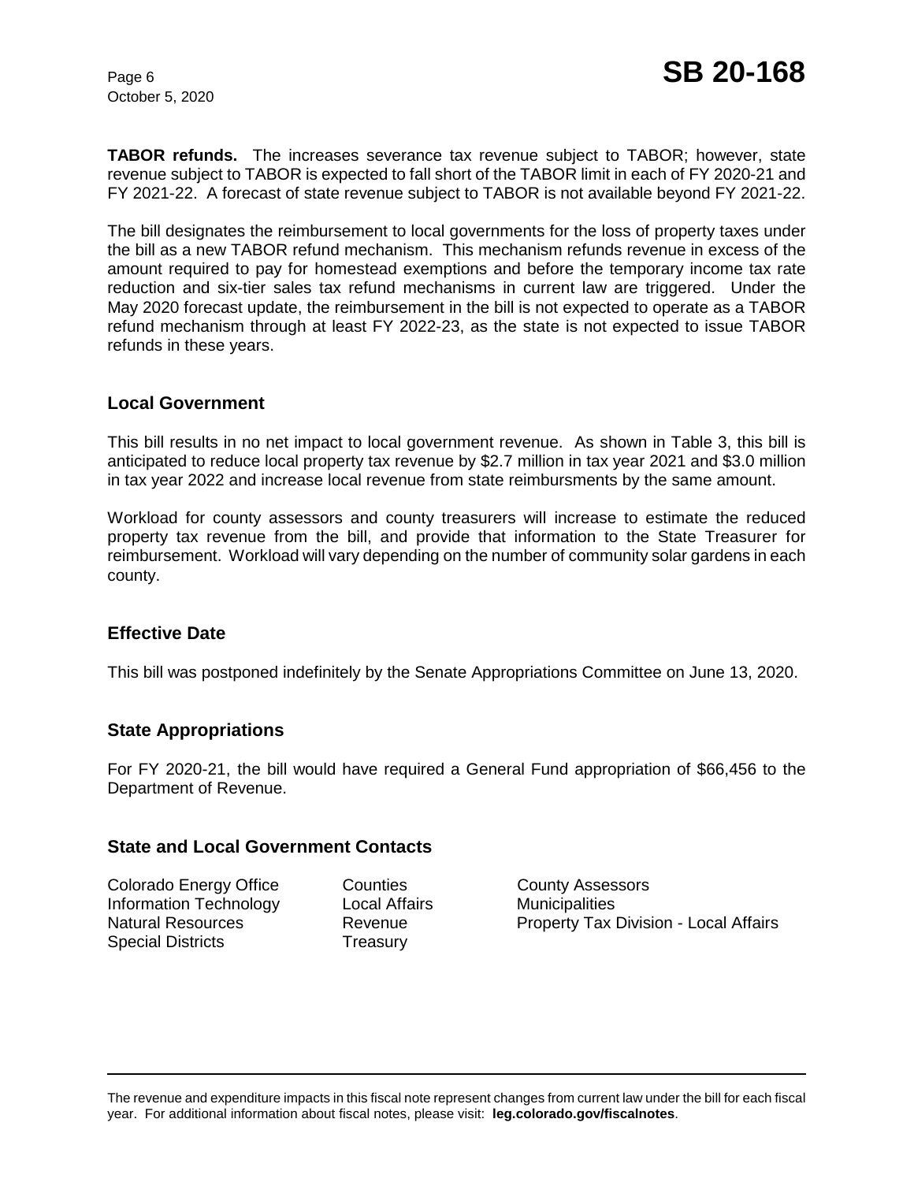**TABOR refunds.** The increases severance tax revenue subject to TABOR; however, state revenue subject to TABOR is expected to fall short of the TABOR limit in each of FY 2020-21 and FY 2021-22. A forecast of state revenue subject to TABOR is not available beyond FY 2021-22.

The bill designates the reimbursement to local governments for the loss of property taxes under the bill as a new TABOR refund mechanism. This mechanism refunds revenue in excess of the amount required to pay for homestead exemptions and before the temporary income tax rate reduction and six-tier sales tax refund mechanisms in current law are triggered. Under the May 2020 forecast update, the reimbursement in the bill is not expected to operate as a TABOR refund mechanism through at least FY 2022-23, as the state is not expected to issue TABOR refunds in these years.

## Local Government

This bill results in no net impact to local government revenue. As shown in Table 3, this bill is anticipated to reduce local property tax revenue by $2.7 million in tax year 2021 and $3.0 million in tax year 2022 and increase local revenue from state reimbursments by the same amount.

Workload for county assessors and county treasurers will increase to estimate the reduced property tax revenue from the bill, and provide that information to the State Treasurer for reimbursement. Workload will vary depending on the number of community solar gardens in each county.

## Effective Date

This bill was postponed indefinitely by the Senate Appropriations Committee on June 13, 2020.

## State Appropriations

For FY 2020-21, the bill would have required a General Fund appropriation of $66,456 to the Department of Revenue.

## State and Local Government Contacts

| | | |
|---|---|---|
| Colorado Energy Office | Counties | County Assessors |
| Information Technology | Local Affairs | Municipalities |
| Natural Resources | Revenue | Property Tax Division - Local Affairs |
| Special Districts | Treasury | |

The revenue and expenditure impacts in this fiscal note represent changes from current law under the bill for each fiscal year. For additional information about fiscal notes, please visit: **leg.colorado.gov/fiscalnotes**.